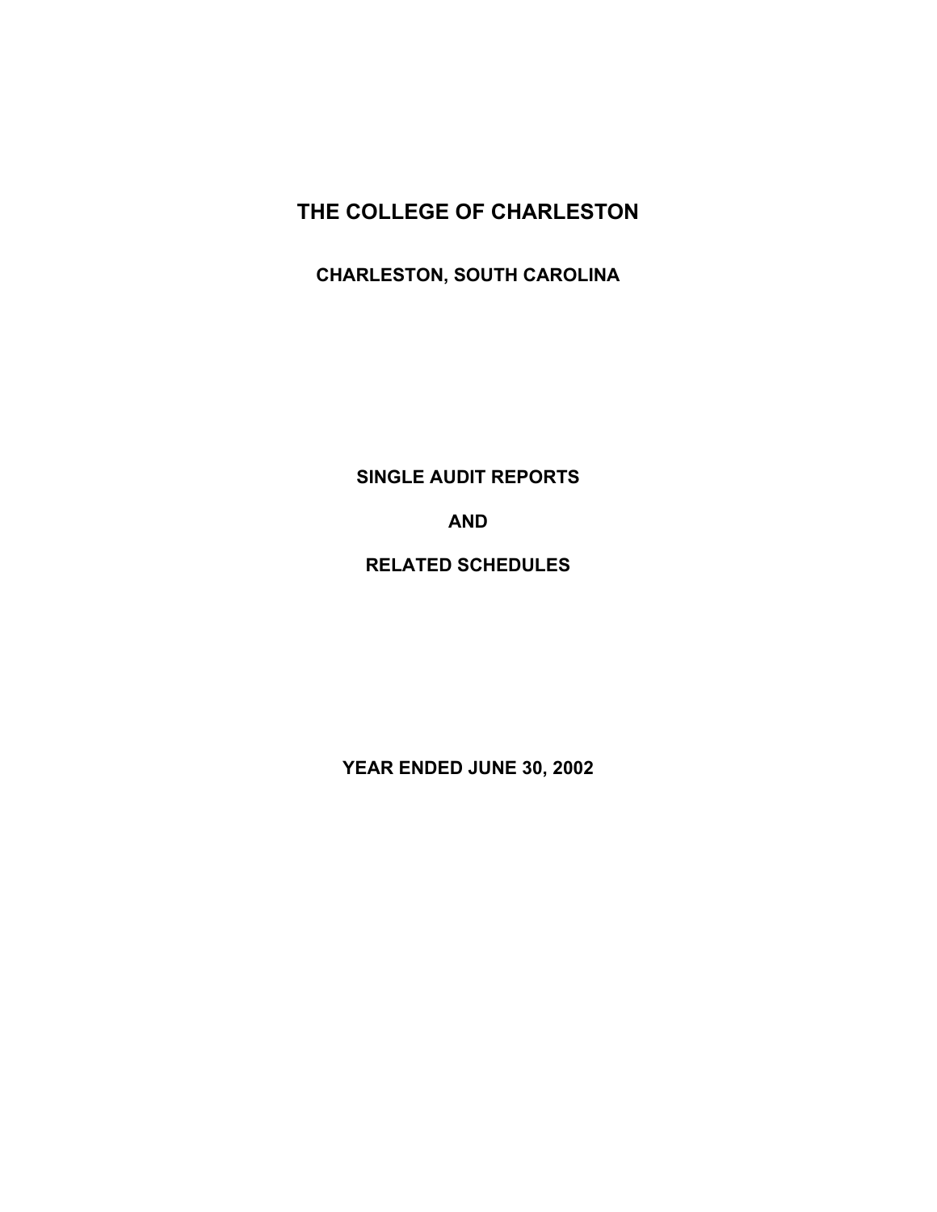# THE COLLEGE OF CHARLESTON

## CHARLESTON, SOUTH CAROLINA

## SINGLE AUDIT REPORTS

## AND

## RELATED SCHEDULES

## YEAR ENDED JUNE 30, 2002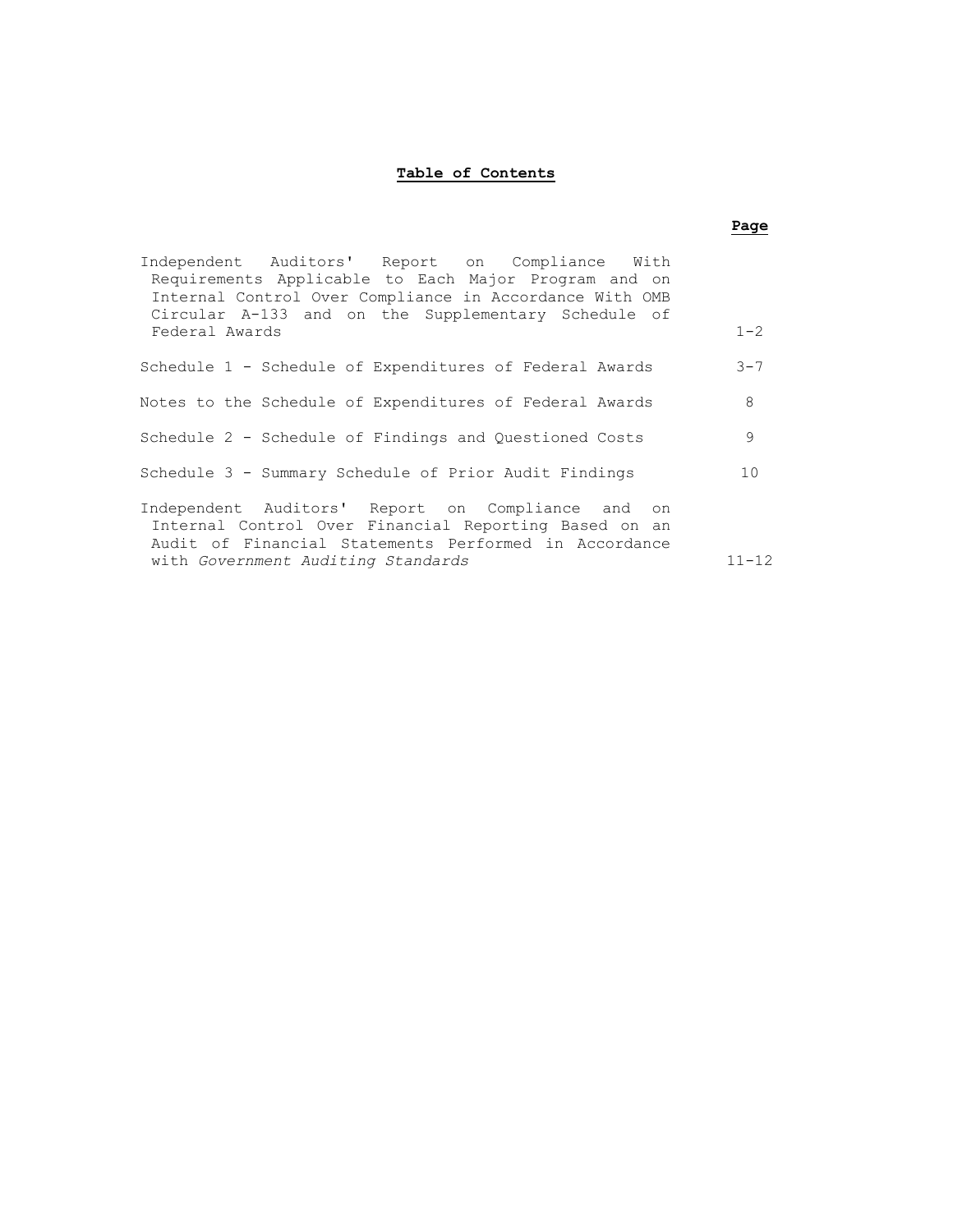# Table of Contents

| | Page |
|---|---|
| Independent Auditors' Report on Compliance With Requirements Applicable to Each Major Program and on Internal Control Over Compliance in Accordance With OMB Circular A-133 and on the Supplementary Schedule of Federal Awards | 1-2 |
| Schedule 1 - Schedule of Expenditures of Federal Awards | 3-7 |
| Notes to the Schedule of Expenditures of Federal Awards | 8 |
| Schedule 2 - Schedule of Findings and Questioned Costs | 9 |
| Schedule 3 - Summary Schedule of Prior Audit Findings | 10 |
| Independent Auditors' Report on Compliance and on Internal Control Over Financial Reporting Based on an Audit of Financial Statements Performed in Accordance with *Government Auditing Standards* | 11-12 |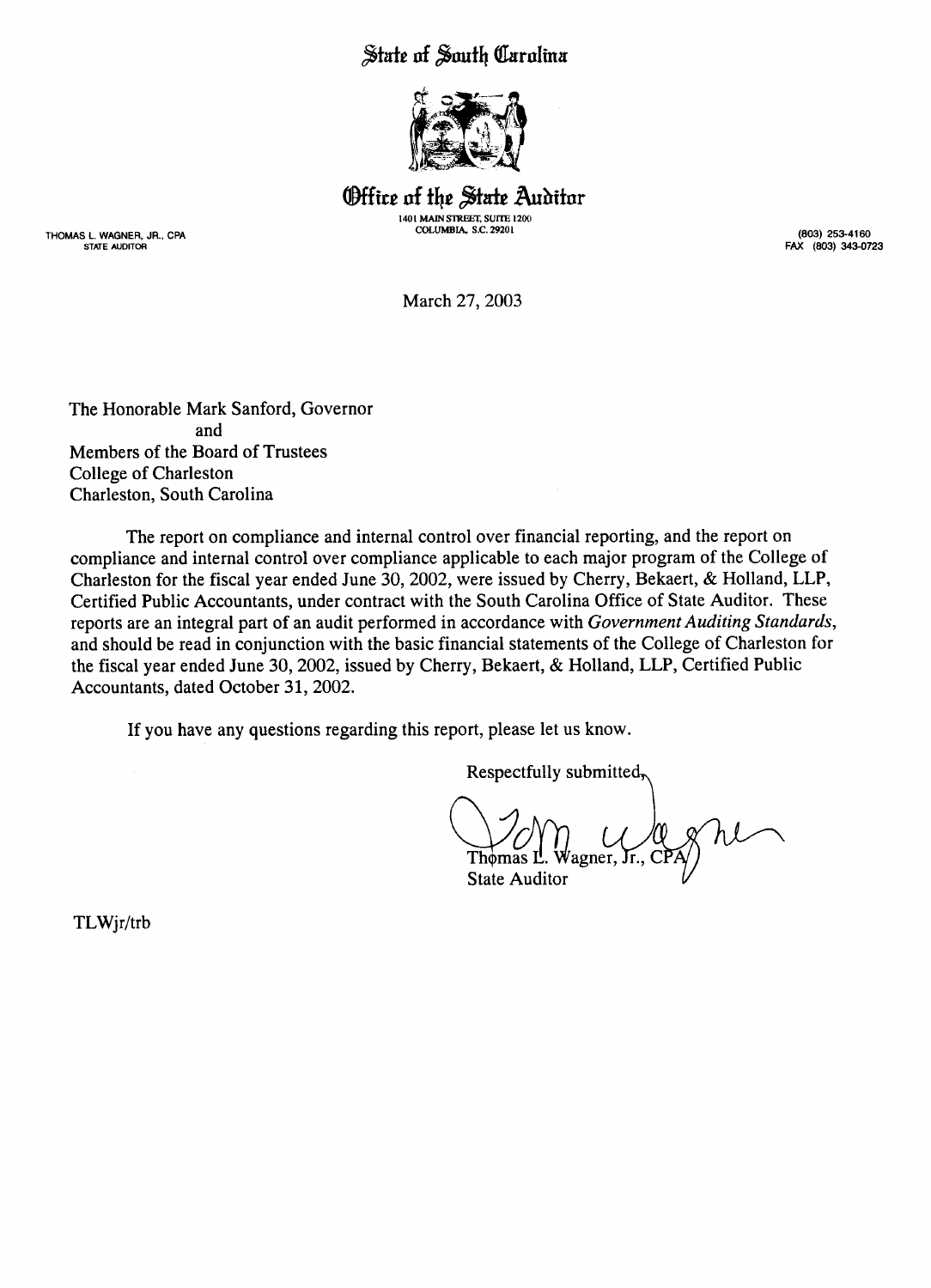# State of South Carolina

## Office of the State Auditor

1401 MAIN STREET, SUITE 1200
COLUMBIA, S.C. 29201

THOMAS L. WAGNER, JR., CPA
STATE AUDITOR

(803) 253-4160
FAX (803) 343-0723

March 27, 2003

The Honorable Mark Sanford, Governor
and
Members of the Board of Trustees
College of Charleston
Charleston, South Carolina

The report on compliance and internal control over financial reporting, and the report on compliance and internal control over compliance applicable to each major program of the College of Charleston for the fiscal year ended June 30, 2002, were issued by Cherry, Bekaert, & Holland, LLP, Certified Public Accountants, under contract with the South Carolina Office of State Auditor. These reports are an integral part of an audit performed in accordance with *Government Auditing Standards*, and should be read in conjunction with the basic financial statements of the College of Charleston for the fiscal year ended June 30, 2002, issued by Cherry, Bekaert, & Holland, LLP, Certified Public Accountants, dated October 31, 2002.

If you have any questions regarding this report, please let us know.

Respectfully submitted,

Thomas L. Wagner, Jr., CPA
State Auditor

TLWjr/trb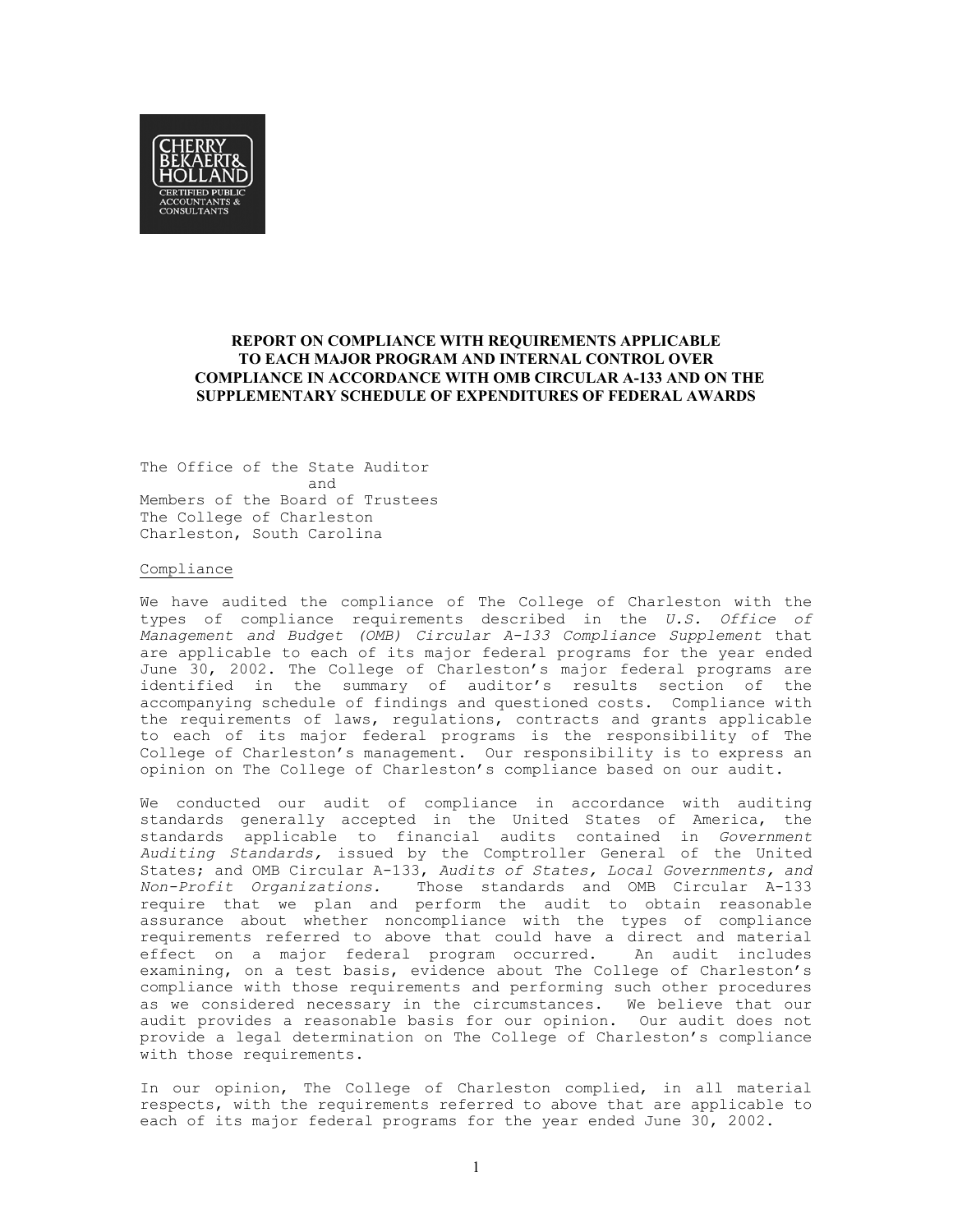CHERRY BEKAERT & HOLLAND
CERTIFIED PUBLIC ACCOUNTANTS & CONSULTANTS

## REPORT ON COMPLIANCE WITH REQUIREMENTS APPLICABLE TO EACH MAJOR PROGRAM AND INTERNAL CONTROL OVER COMPLIANCE IN ACCORDANCE WITH OMB CIRCULAR A-133 AND ON THE SUPPLEMENTARY SCHEDULE OF EXPENDITURES OF FEDERAL AWARDS

The Office of the State Auditor
and
Members of the Board of Trustees
The College of Charleston
Charleston, South Carolina

Compliance

We have audited the compliance of The College of Charleston with the types of compliance requirements described in the *U.S. Office of Management and Budget (OMB) Circular A-133 Compliance Supplement* that are applicable to each of its major federal programs for the year ended June 30, 2002. The College of Charleston's major federal programs are identified in the summary of auditor's results section of the accompanying schedule of findings and questioned costs. Compliance with the requirements of laws, regulations, contracts and grants applicable to each of its major federal programs is the responsibility of The College of Charleston's management. Our responsibility is to express an opinion on The College of Charleston's compliance based on our audit.

We conducted our audit of compliance in accordance with auditing standards generally accepted in the United States of America, the standards applicable to financial audits contained in *Government Auditing Standards,* issued by the Comptroller General of the United States; and OMB Circular A-133, *Audits of States, Local Governments, and Non-Profit Organizations.* Those standards and OMB Circular A-133 require that we plan and perform the audit to obtain reasonable assurance about whether noncompliance with the types of compliance requirements referred to above that could have a direct and material effect on a major federal program occurred. An audit includes examining, on a test basis, evidence about The College of Charleston's compliance with those requirements and performing such other procedures as we considered necessary in the circumstances. We believe that our audit provides a reasonable basis for our opinion. Our audit does not provide a legal determination on The College of Charleston's compliance with those requirements.

In our opinion, The College of Charleston complied, in all material respects, with the requirements referred to above that are applicable to each of its major federal programs for the year ended June 30, 2002.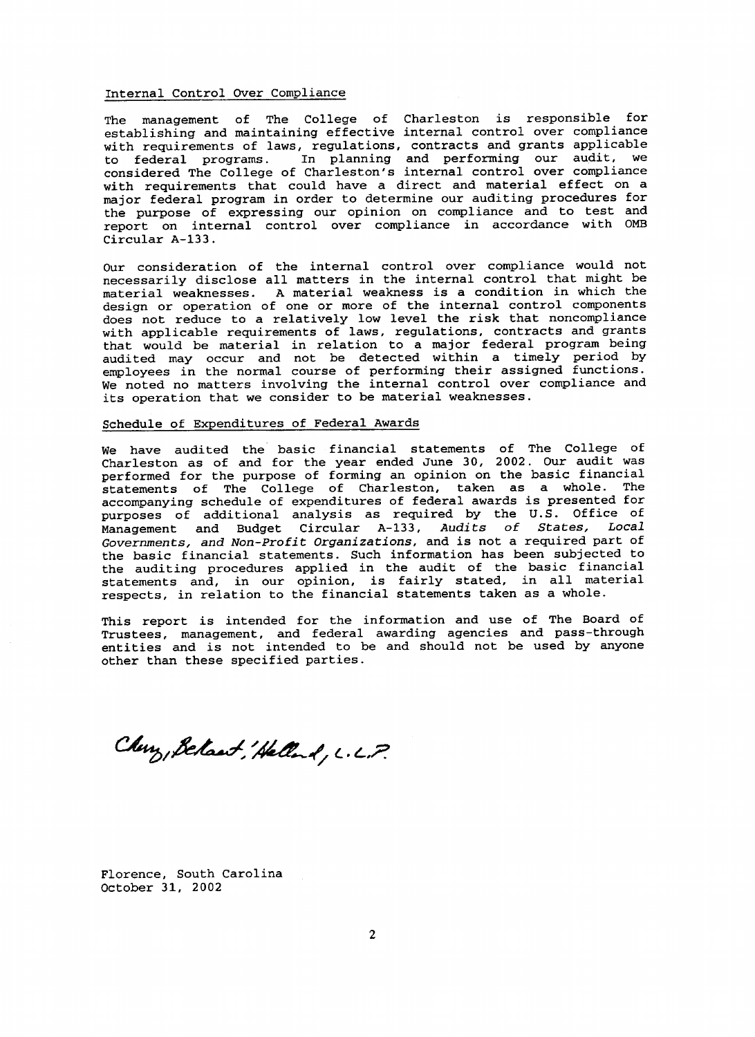## Internal Control Over Compliance

The management of The College of Charleston is responsible for establishing and maintaining effective internal control over compliance with requirements of laws, regulations, contracts and grants applicable to federal programs. In planning and performing our audit, we considered The College of Charleston's internal control over compliance with requirements that could have a direct and material effect on a major federal program in order to determine our auditing procedures for the purpose of expressing our opinion on compliance and to test and report on internal control over compliance in accordance with OMB Circular A-133.

Our consideration of the internal control over compliance would not necessarily disclose all matters in the internal control that might be material weaknesses. A material weakness is a condition in which the design or operation of one or more of the internal control components does not reduce to a relatively low level the risk that noncompliance with applicable requirements of laws, regulations, contracts and grants that would be material in relation to a major federal program being audited may occur and not be detected within a timely period by employees in the normal course of performing their assigned functions. We noted no matters involving the internal control over compliance and its operation that we consider to be material weaknesses.

## Schedule of Expenditures of Federal Awards

We have audited the basic financial statements of The College of Charleston as of and for the year ended June 30, 2002. Our audit was performed for the purpose of forming an opinion on the basic financial statements of The College of Charleston, taken as a whole. The accompanying schedule of expenditures of federal awards is presented for purposes of additional analysis as required by the U.S. Office of Management and Budget Circular A-133, *Audits of States, Local Governments, and Non-Profit Organizations*, and is not a required part of the basic financial statements. Such information has been subjected to the auditing procedures applied in the audit of the basic financial statements and, in our opinion, is fairly stated, in all material respects, in relation to the financial statements taken as a whole.

This report is intended for the information and use of The Board of Trustees, management, and federal awarding agencies and pass-through entities and is not intended to be and should not be used by anyone other than these specified parties.

Cherry, Bekaert & Holland, L.L.P.

Florence, South Carolina
October 31, 2002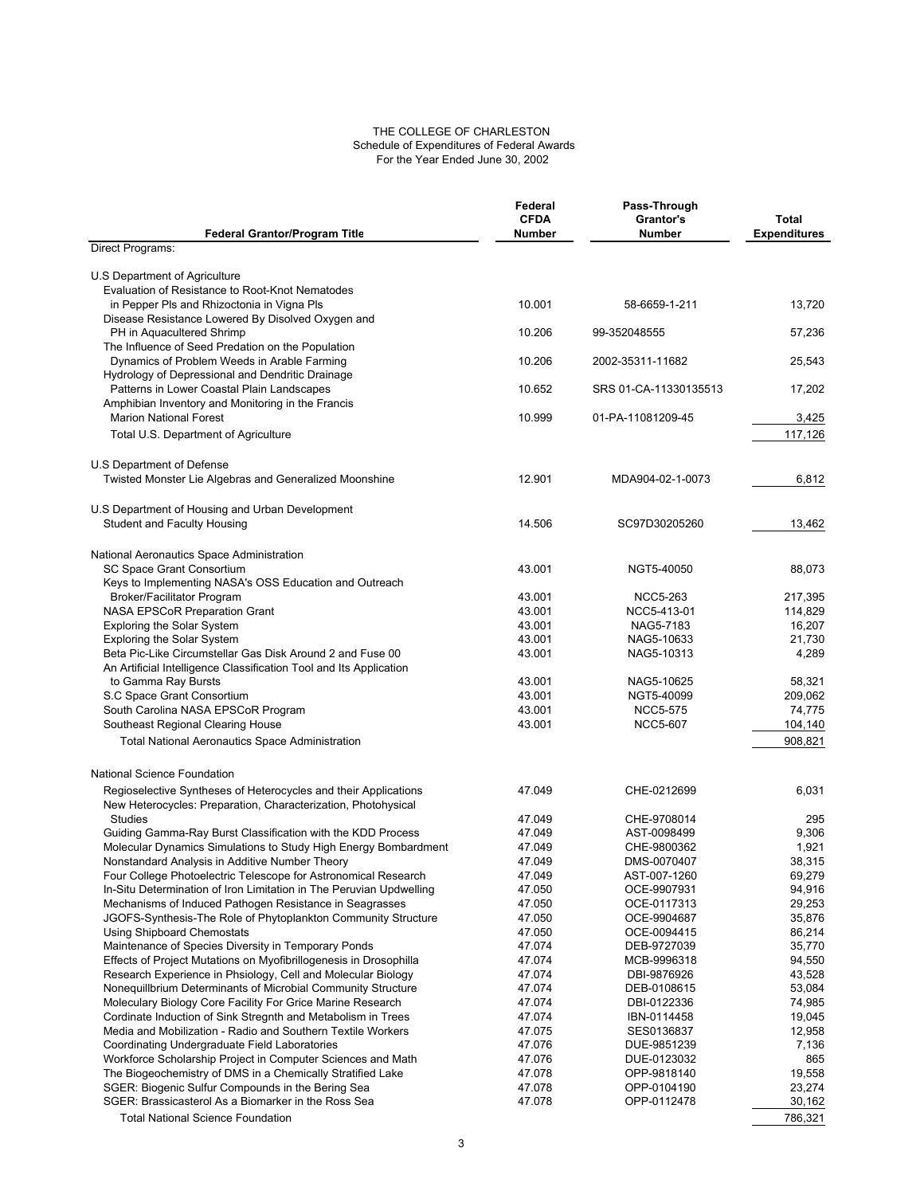# THE COLLEGE OF CHARLESTON

Schedule of Expenditures of Federal Awards

For the Year Ended June 30, 2002

| Federal Grantor/Program Title | Federal CFDA Number | Pass-Through Grantor's Number | Total Expenditures |
|---|---|---|---|
| Direct Programs: | | | |
| U.S Department of Agriculture | | | |
| Evaluation of Resistance to Root-Knot Nematodes in Pepper Pls and Rhizoctonia in Vigna Pls | 10.001 | 58-6659-1-211 | 13,720 |
| Disease Resistance Lowered By Disolved Oxygen and PH in Aquacultered Shrimp | 10.206 | 99-352048555 | 57,236 |
| The Influence of Seed Predation on the Population Dynamics of Problem Weeds in Arable Farming | 10.206 | 2002-35311-11682 | 25,543 |
| Hydrology of Depressional and Dendritic Drainage Patterns in Lower Coastal Plain Landscapes | 10.652 | SRS 01-CA-11330135513 | 17,202 |
| Amphibian Inventory and Monitoring in the Francis Marion National Forest | 10.999 | 01-PA-11081209-45 | 3,425 |
| Total U.S. Department of Agriculture | | | 117,126 |
| U.S Department of Defense | | | |
| Twisted Monster Lie Algebras and Generalized Moonshine | 12.901 | MDA904-02-1-0073 | 6,812 |
| U.S Department of Housing and Urban Development | | | |
| Student and Faculty Housing | 14.506 | SC97D30205260 | 13,462 |
| National Aeronautics Space Administration | | | |
| SC Space Grant Consortium | 43.001 | NGT5-40050 | 88,073 |
| Keys to Implementing NASA's OSS Education and Outreach Broker/Facilitator Program | 43.001 | NCC5-263 | 217,395 |
| NASA EPSCoR Preparation Grant | 43.001 | NCC5-413-01 | 114,829 |
| Exploring the Solar System | 43.001 | NAG5-7183 | 16,207 |
| Exploring the Solar System | 43.001 | NAG5-10633 | 21,730 |
| Beta Pic-Like Circumstellar Gas Disk Around 2 and Fuse 00 | 43.001 | NAG5-10313 | 4,289 |
| An Artificial Intelligence Classification Tool and Its Application to Gamma Ray Bursts | 43.001 | NAG5-10625 | 58,321 |
| S.C Space Grant Consortium | 43.001 | NGT5-40099 | 209,062 |
| South Carolina NASA EPSCoR Program | 43.001 | NCC5-575 | 74,775 |
| Southeast Regional Clearing House | 43.001 | NCC5-607 | 104,140 |
| Total National Aeronautics Space Administration | | | 908,821 |
| National Science Foundation | | | |
| Regioselective Syntheses of Heterocycles and their Applications | 47.049 | CHE-0212699 | 6,031 |
| New Heterocycles: Preparation, Characterization, Photohysical Studies | 47.049 | CHE-9708014 | 295 |
| Guiding Gamma-Ray Burst Classification with the KDD Process | 47.049 | AST-0098499 | 9,306 |
| Molecular Dynamics Simulations to Study High Energy Bombardment | 47.049 | CHE-9800362 | 1,921 |
| Nonstandard Analysis in Additive Number Theory | 47.049 | DMS-0070407 | 38,315 |
| Four College Photoelectric Telescope for Astronomical Research | 47.049 | AST-007-1260 | 69,279 |
| In-Situ Determination of Iron Limitation in The Peruvian Updwelling | 47.050 | OCE-9907931 | 94,916 |
| Mechanisms of Induced Pathogen Resistance in Seagrasses | 47.050 | OCE-0117313 | 29,253 |
| JGOFS-Synthesis-The Role of Phytoplankton Community Structure | 47.050 | OCE-9904687 | 35,876 |
| Using Shipboard Chemostats | 47.050 | OCE-0094415 | 86,214 |
| Maintenance of Species Diversity in Temporary Ponds | 47.074 | DEB-9727039 | 35,770 |
| Effects of Project Mutations on Myofibrillogenesis in Drosophilla | 47.074 | MCB-9996318 | 94,550 |
| Research Experience in Phsiology, Cell and Molecular Biology | 47.074 | DBI-9876926 | 43,528 |
| Nonequillbrium Determinants of Microbial Community Structure | 47.074 | DEB-0108615 | 53,084 |
| Moleculary Biology Core Facility For Grice Marine Research | 47.074 | DBI-0122336 | 74,985 |
| Cordinate Induction of Sink Stregnth and Metabolism in Trees | 47.074 | IBN-0114458 | 19,045 |
| Media and Mobilization - Radio and Southern Textile Workers | 47.075 | SES0136837 | 12,958 |
| Coordinating Undergraduate Field Laboratories | 47.076 | DUE-9851239 | 7,136 |
| Workforce Scholarship Project in Computer Sciences and Math | 47.076 | DUE-0123032 | 865 |
| The Biogeochemistry of DMS in a Chemically Stratified Lake | 47.078 | OPP-9818140 | 19,558 |
| SGER: Biogenic Sulfur Compounds in the Bering Sea | 47.078 | OPP-0104190 | 23,274 |
| SGER: Brassicasterol As a Biomarker in the Ross Sea | 47.078 | OPP-0112478 | 30,162 |
| Total National Science Foundation | | | 786,321 |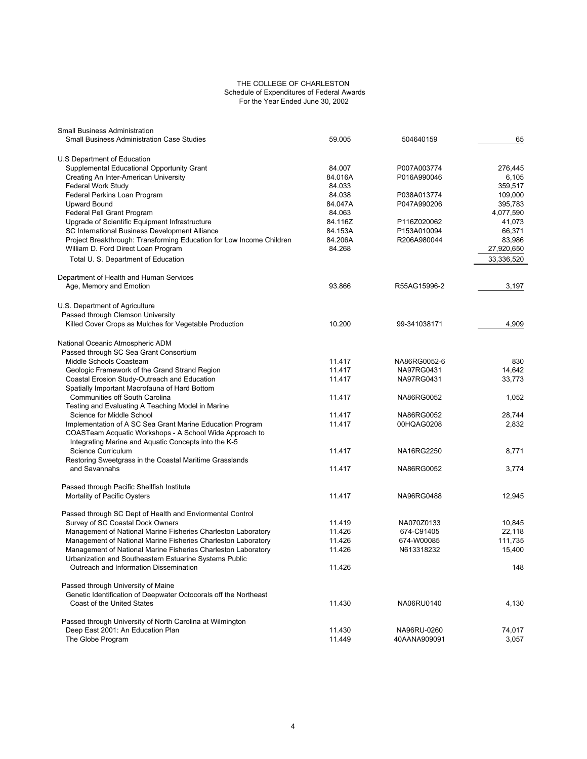THE COLLEGE OF CHARLESTON
Schedule of Expenditures of Federal Awards
For the Year Ended June 30, 2002

| | | | |
|---|---|---|---|
| Small Business Administration | | | |
| Small Business Administration Case Studies | 59.005 | 504640159 | 65 |
| | | | |
| U.S Department of Education | | | |
| Supplemental Educational Opportunity Grant | 84.007 | P007A003774 | 276,445 |
| Creating An Inter-American University | 84.016A | P016A990046 | 6,105 |
| Federal Work Study | 84.033 | | 359,517 |
| Federal Perkins Loan Program | 84.038 | P038A013774 | 109,000 |
| Upward Bound | 84.047A | P047A990206 | 395,783 |
| Federal Pell Grant Program | 84.063 | | 4,077,590 |
| Upgrade of Scientific Equipment Infrastructure | 84.116Z | P116Z020062 | 41,073 |
| SC International Business Development Alliance | 84.153A | P153A010094 | 66,371 |
| Project Breakthrough: Transforming Education for Low Income Children | 84.206A | R206A980044 | 83,986 |
| William D. Ford Direct Loan Program | 84.268 | | 27,920,650 |
| Total U. S. Department of Education | | | 33,336,520 |
| | | | |
| Department of Health and Human Services | | | |
| Age, Memory and Emotion | 93.866 | R55AG15996-2 | 3,197 |
| | | | |
| U.S. Department of Agriculture | | | |
| Passed through Clemson University | | | |
| Killed Cover Crops as Mulches for Vegetable Production | 10.200 | 99-341038171 | 4,909 |
| | | | |
| National Oceanic Atmospheric ADM | | | |
| Passed through SC Sea Grant Consortium | | | |
| Middle Schools Coasteam | 11.417 | NA86RG0052-6 | 830 |
| Geologic Framework of the Grand Strand Region | 11.417 | NA97RG0431 | 14,642 |
| Coastal Erosion Study-Outreach and Education | 11.417 | NA97RG0431 | 33,773 |
| Spatially Important Macrofauna of Hard Bottom Communities off South Carolina | 11.417 | NA86RG0052 | 1,052 |
| Testing and Evaluating A Teaching Model in Marine Science for Middle School | 11.417 | NA86RG0052 | 28,744 |
| Implementation of A SC Sea Grant Marine Education Program | 11.417 | 00HQAG0208 | 2,832 |
| COASTeam Acquatic Workshops - A School Wide Approach to Integrating Marine and Aquatic Concepts into the K-5 Science Curriculum | 11.417 | NA16RG2250 | 8,771 |
| Restoring Sweetgrass in the Coastal Maritime Grasslands and Savannahs | 11.417 | NA86RG0052 | 3,774 |
| | | | |
| Passed through Pacific Shellfish Institute | | | |
| Mortality of Pacific Oysters | 11.417 | NA96RG0488 | 12,945 |
| | | | |
| Passed through SC Dept of Health and Enviormental Control | | | |
| Survey of SC Coastal Dock Owners | 11.419 | NA070Z0133 | 10,845 |
| Management of National Marine Fisheries Charleston Laboratory | 11.426 | 674-C91405 | 22,118 |
| Management of National Marine Fisheries Charleston Laboratory | 11.426 | 674-W00085 | 111,735 |
| Management of National Marine Fisheries Charleston Laboratory | 11.426 | N613318232 | 15,400 |
| Urbanization and Southeastern Estuarine Systems Public Outreach and Information Dissemination | 11.426 | | 148 |
| | | | |
| Passed through University of Maine | | | |
| Genetic Identification of Deepwater Octocorals off the Northeast Coast of the United States | 11.430 | NA06RU0140 | 4,130 |
| | | | |
| Passed through University of North Carolina at Wilmington | | | |
| Deep East 2001: An Education Plan | 11.430 | NA96RU-0260 | 74,017 |
| The Globe Program | 11.449 | 40AANA909091 | 3,057 |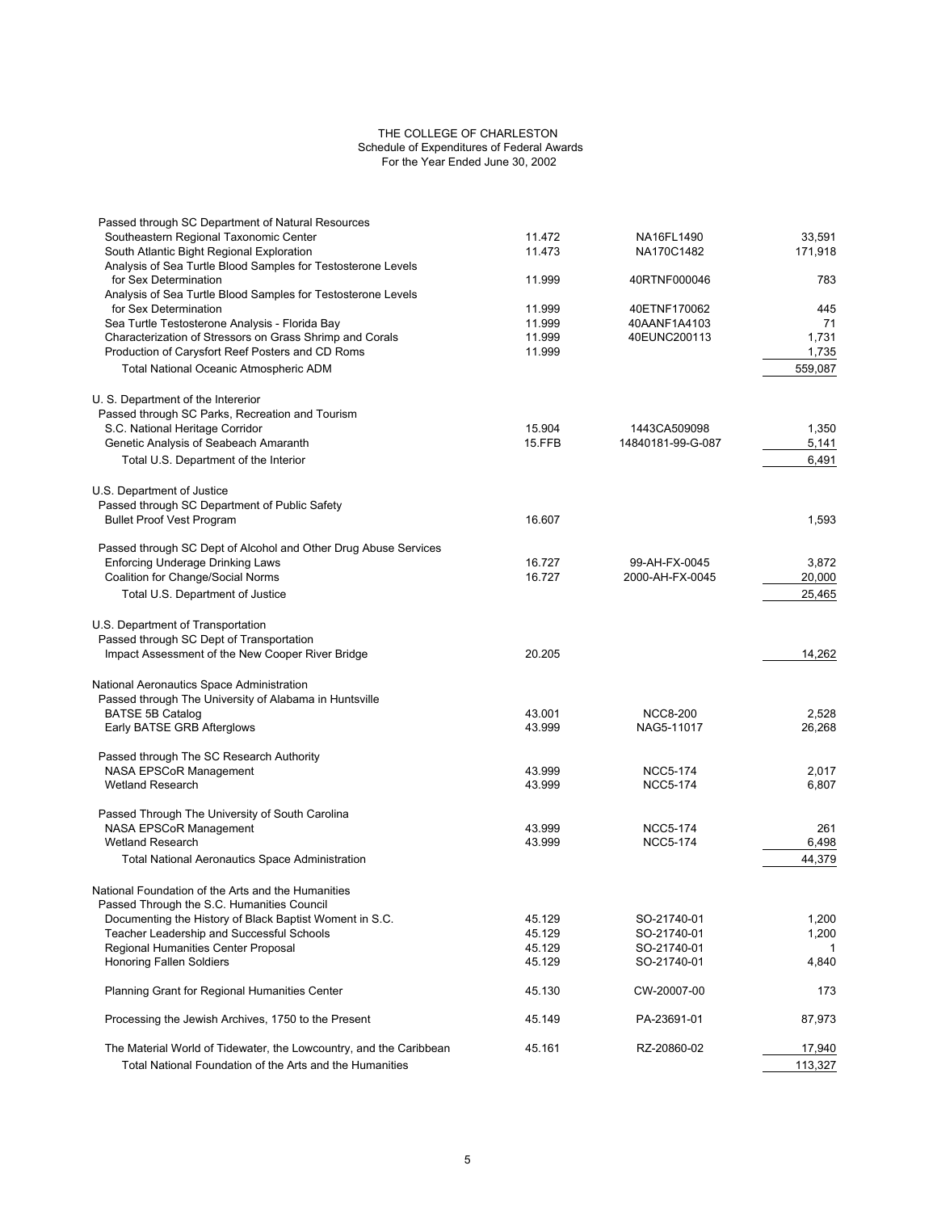THE COLLEGE OF CHARLESTON
Schedule of Expenditures of Federal Awards
For the Year Ended June 30, 2002

| | | | |
|---|---|---|---|
| Passed through SC Department of Natural Resources | | | |
| Southeastern Regional Taxonomic Center | 11.472 | NA16FL1490 | 33,591 |
| South Atlantic Bight Regional Exploration | 11.473 | NA170C1482 | 171,918 |
| Analysis of Sea Turtle Blood Samples for Testosterone Levels for Sex Determination | 11.999 | 40RTNF000046 | 783 |
| Analysis of Sea Turtle Blood Samples for Testosterone Levels for Sex Determination | 11.999 | 40ETNF170062 | 445 |
| Sea Turtle Testosterone Analysis - Florida Bay | 11.999 | 40AANF1A4103 | 71 |
| Characterization of Stressors on Grass Shrimp and Corals | 11.999 | 40EUNC200113 | 1,731 |
| Production of Carysfort Reef Posters and CD Roms | 11.999 | | 1,735 |
| Total National Oceanic Atmospheric ADM | | | 559,087 |
| | | | |
| U. S. Department of the Intererior | | | |
| Passed through SC Parks, Recreation and Tourism | | | |
| S.C. National Heritage Corridor | 15.904 | 1443CA509098 | 1,350 |
| Genetic Analysis of Seabeach Amaranth | 15.FFB | 14840181-99-G-087 | 5,141 |
| Total U.S. Department of the Interior | | | 6,491 |
| | | | |
| U.S. Department of Justice | | | |
| Passed through SC Department of Public Safety | | | |
| Bullet Proof Vest Program | 16.607 | | 1,593 |
| | | | |
| Passed through SC Dept of Alcohol and Other Drug Abuse Services | | | |
| Enforcing Underage Drinking Laws | 16.727 | 99-AH-FX-0045 | 3,872 |
| Coalition for Change/Social Norms | 16.727 | 2000-AH-FX-0045 | 20,000 |
| Total U.S. Department of Justice | | | 25,465 |
| | | | |
| U.S. Department of Transportation | | | |
| Passed through SC Dept of Transportation | | | |
| Impact Assessment of the New Cooper River Bridge | 20.205 | | 14,262 |
| | | | |
| National Aeronautics Space Administration | | | |
| Passed through The University of Alabama in Huntsville | | | |
| BATSE 5B Catalog | 43.001 | NCC8-200 | 2,528 |
| Early BATSE GRB Afterglows | 43.999 | NAG5-11017 | 26,268 |
| | | | |
| Passed through The SC Research Authority | | | |
| NASA EPSCoR Management | 43.999 | NCC5-174 | 2,017 |
| Wetland Research | 43.999 | NCC5-174 | 6,807 |
| | | | |
| Passed Through The University of South Carolina | | | |
| NASA EPSCoR Management | 43.999 | NCC5-174 | 261 |
| Wetland Research | 43.999 | NCC5-174 | 6,498 |
| Total National Aeronautics Space Administration | | | 44,379 |
| | | | |
| National Foundation of the Arts and the Humanities | | | |
| Passed Through the S.C. Humanities Council | | | |
| Documenting the History of Black Baptist Woment in S.C. | 45.129 | SO-21740-01 | 1,200 |
| Teacher Leadership and Successful Schools | 45.129 | SO-21740-01 | 1,200 |
| Regional Humanities Center Proposal | 45.129 | SO-21740-01 | 1 |
| Honoring Fallen Soldiers | 45.129 | SO-21740-01 | 4,840 |
| | | | |
| Planning Grant for Regional Humanities Center | 45.130 | CW-20007-00 | 173 |
| | | | |
| Processing the Jewish Archives, 1750 to the Present | 45.149 | PA-23691-01 | 87,973 |
| | | | |
| The Material World of Tidewater, the Lowcountry, and the Caribbean | 45.161 | RZ-20860-02 | 17,940 |
| Total National Foundation of the Arts and the Humanities | | | 113,327 |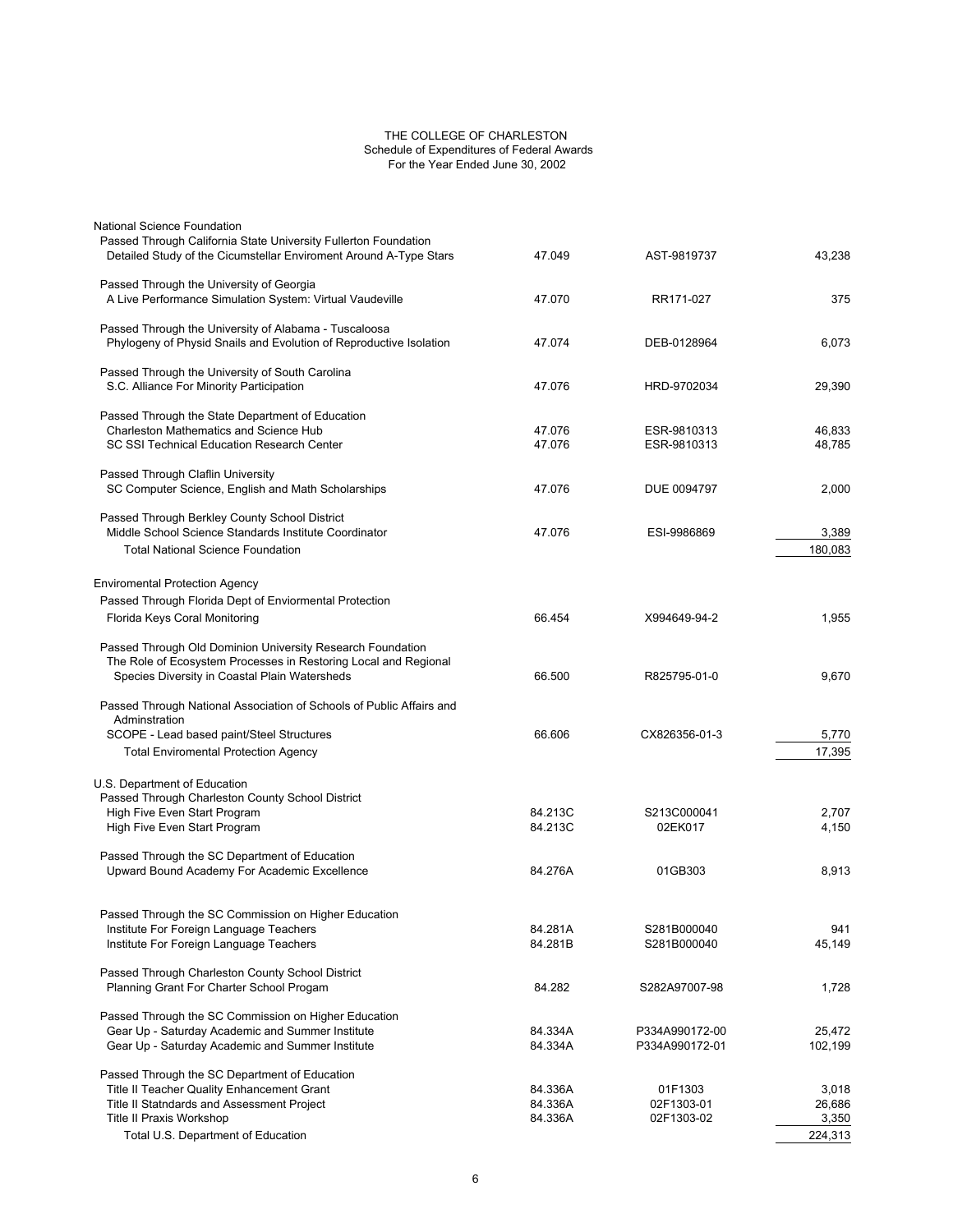THE COLLEGE OF CHARLESTON
Schedule of Expenditures of Federal Awards
For the Year Ended June 30, 2002

| | | | |
|---|---|---|---|
| National Science Foundation | | | |
| Passed Through California State University Fullerton Foundation | | | |
| Detailed Study of the Cicumstellar Enviroment Around A-Type Stars | 47.049 | AST-9819737 | 43,238 |
| Passed Through the University of Georgia | | | |
| A Live Performance Simulation System: Virtual Vaudeville | 47.070 | RR171-027 | 375 |
| Passed Through the University of Alabama - Tuscaloosa | | | |
| Phylogeny of Physid Snails and Evolution of Reproductive Isolation | 47.074 | DEB-0128964 | 6,073 |
| Passed Through the University of South Carolina | | | |
| S.C. Alliance For Minority Participation | 47.076 | HRD-9702034 | 29,390 |
| Passed Through the State Department of Education | | | |
| Charleston Mathematics and Science Hub | 47.076 | ESR-9810313 | 46,833 |
| SC SSI Technical Education Research Center | 47.076 | ESR-9810313 | 48,785 |
| Passed Through Claflin University | | | |
| SC Computer Science, English and Math Scholarships | 47.076 | DUE 0094797 | 2,000 |
| Passed Through Berkley County School District | | | |
| Middle School Science Standards Institute Coordinator | 47.076 | ESI-9986869 | 3,389 |
| Total National Science Foundation | | | 180,083 |
| Enviromental Protection Agency | | | |
| Passed Through Florida Dept of Enviormental Protection | | | |
| Florida Keys Coral Monitoring | 66.454 | X994649-94-2 | 1,955 |
| Passed Through Old Dominion University Research Foundation | | | |
| The Role of Ecosystem Processes in Restoring Local and Regional Species Diversity in Coastal Plain Watersheds | 66.500 | R825795-01-0 | 9,670 |
| Passed Through National Association of Schools of Public Affairs and Adminstration | | | |
| SCOPE - Lead based paint/Steel Structures | 66.606 | CX826356-01-3 | 5,770 |
| Total Enviromental Protection Agency | | | 17,395 |
| U.S. Department of Education | | | |
| Passed Through Charleston County School District | | | |
| High Five Even Start Program | 84.213C | S213C000041 | 2,707 |
| High Five Even Start Program | 84.213C | 02EK017 | 4,150 |
| Passed Through the SC Department of Education | | | |
| Upward Bound Academy For Academic Excellence | 84.276A | 01GB303 | 8,913 |
| Passed Through the SC Commission on Higher Education | | | |
| Institute For Foreign Language Teachers | 84.281A | S281B000040 | 941 |
| Institute For Foreign Language Teachers | 84.281B | S281B000040 | 45,149 |
| Passed Through Charleston County School District | | | |
| Planning Grant For Charter School Progam | 84.282 | S282A97007-98 | 1,728 |
| Passed Through the SC Commission on Higher Education | | | |
| Gear Up - Saturday Academic and Summer Institute | 84.334A | P334A990172-00 | 25,472 |
| Gear Up - Saturday Academic and Summer Institute | 84.334A | P334A990172-01 | 102,199 |
| Passed Through the SC Department of Education | | | |
| Title II Teacher Quality Enhancement Grant | 84.336A | 01F1303 | 3,018 |
| Title II Statndards and Assessment Project | 84.336A | 02F1303-01 | 26,686 |
| Title II Praxis Workshop | 84.336A | 02F1303-02 | 3,350 |
| Total U.S. Department of Education | | | 224,313 |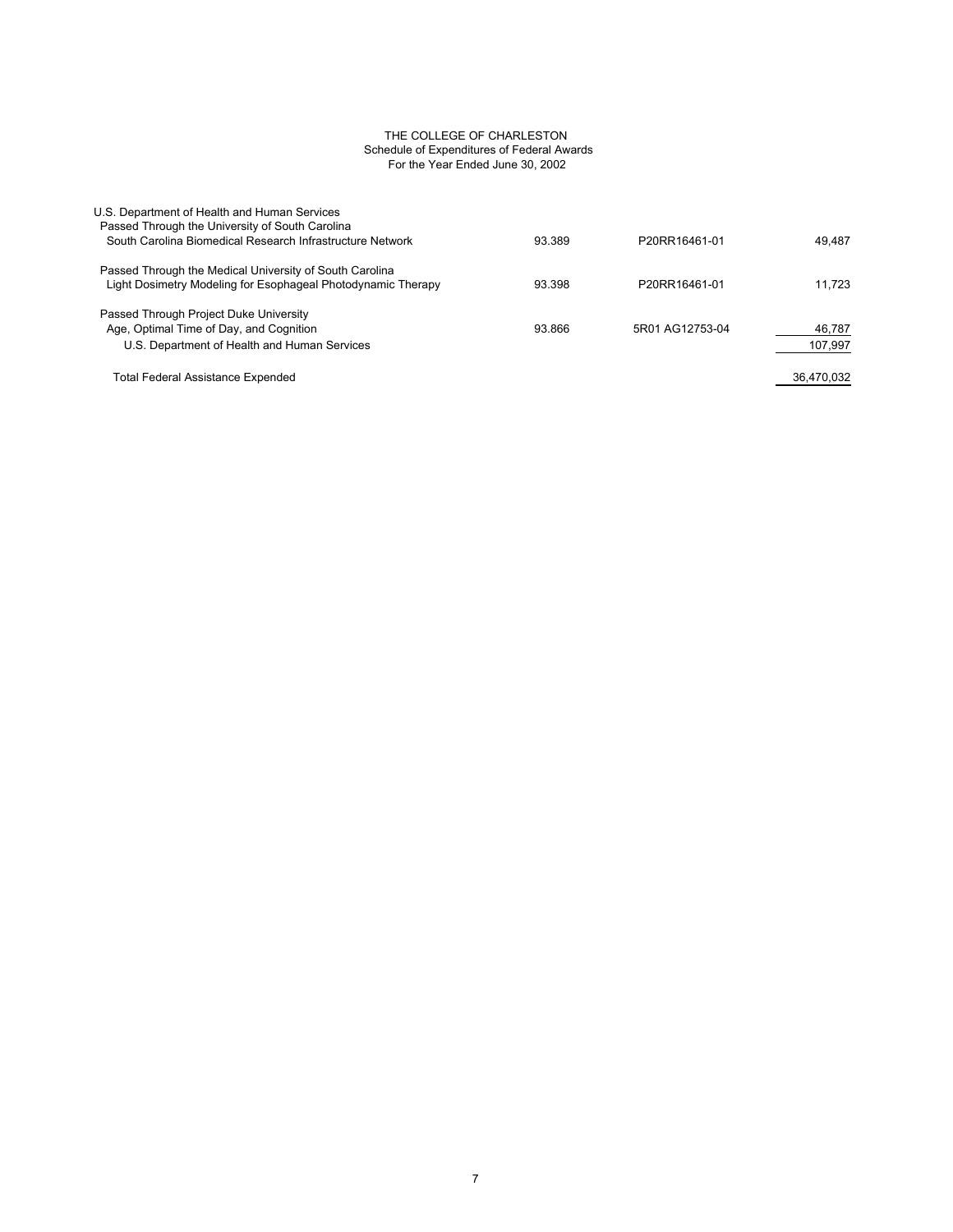THE COLLEGE OF CHARLESTON
Schedule of Expenditures of Federal Awards
For the Year Ended June 30, 2002

| | | | |
|---|---|---|---|
| U.S. Department of Health and Human Services | | | |
| Passed Through the University of South Carolina | | | |
| South Carolina Biomedical Research Infrastructure Network | 93.389 | P20RR16461-01 | 49,487 |
| Passed Through the Medical University of South Carolina | | | |
| Light Dosimetry Modeling for Esophageal Photodynamic Therapy | 93.398 | P20RR16461-01 | 11,723 |
| Passed Through Project Duke University | | | |
| Age, Optimal Time of Day, and Cognition | 93.866 | 5R01 AG12753-04 | 46,787 |
| U.S. Department of Health and Human Services | | | 107,997 |
| Total Federal Assistance Expended | | | 36,470,032 |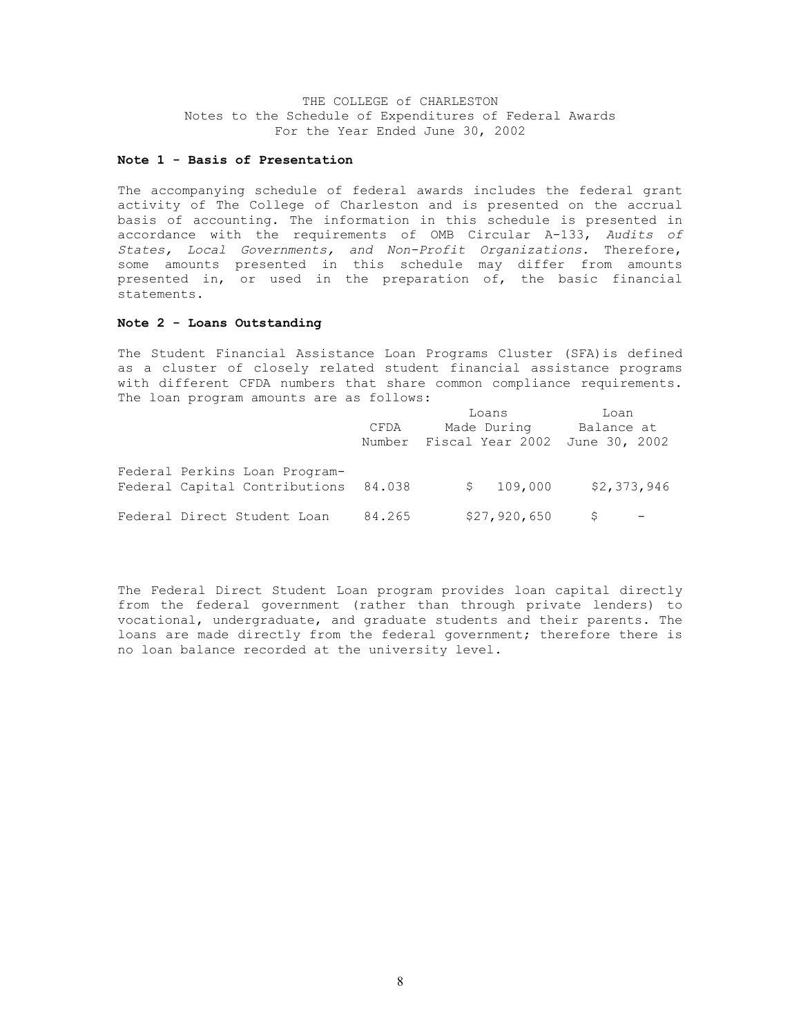THE COLLEGE of CHARLESTON
Notes to the Schedule of Expenditures of Federal Awards
For the Year Ended June 30, 2002

**Note 1 - Basis of Presentation**

The accompanying schedule of federal awards includes the federal grant activity of The College of Charleston and is presented on the accrual basis of accounting. The information in this schedule is presented in accordance with the requirements of OMB Circular A-133, *Audits of States, Local Governments, and Non-Profit Organizations*. Therefore, some amounts presented in this schedule may differ from amounts presented in, or used in the preparation of, the basic financial statements.

**Note 2 - Loans Outstanding**

The Student Financial Assistance Loan Programs Cluster (SFA)is defined as a cluster of closely related student financial assistance programs with different CFDA numbers that share common compliance requirements. The loan program amounts are as follows:

| | CFDA Number | Loans Made During Fiscal Year 2002 | Loan Balance at June 30, 2002 |
|---|---|---|---|
| Federal Perkins Loan Program- Federal Capital Contributions | 84.038 | $ 109,000 | $2,373,946 |
| Federal Direct Student Loan | 84.265 | $27,920,650 | $ - |

The Federal Direct Student Loan program provides loan capital directly from the federal government (rather than through private lenders) to vocational, undergraduate, and graduate students and their parents. The loans are made directly from the federal government; therefore there is no loan balance recorded at the university level.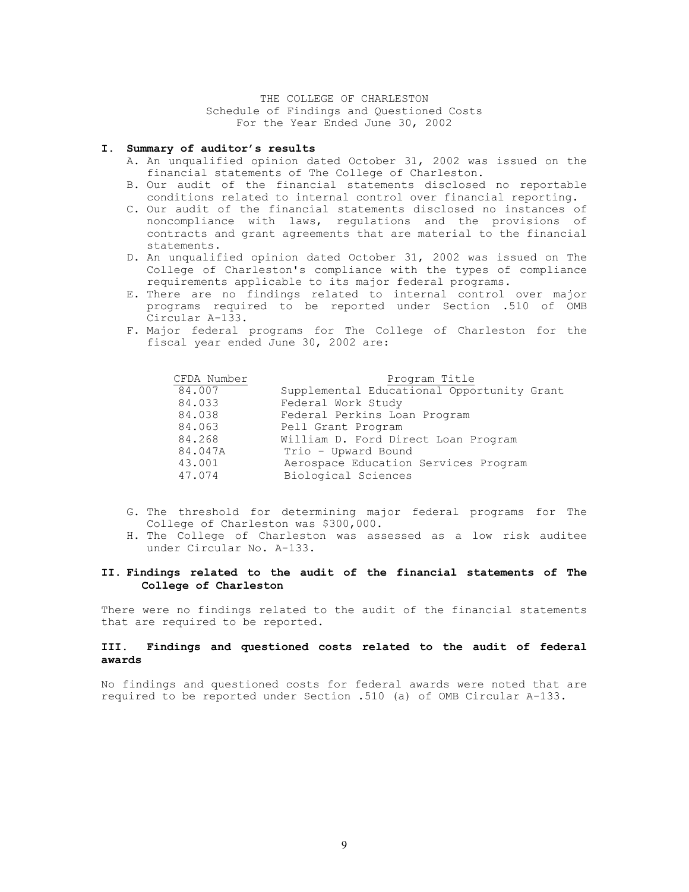THE COLLEGE OF CHARLESTON
Schedule of Findings and Questioned Costs
For the Year Ended June 30, 2002

## I. Summary of auditor's results

A. An unqualified opinion dated October 31, 2002 was issued on the financial statements of The College of Charleston.

B. Our audit of the financial statements disclosed no reportable conditions related to internal control over financial reporting.

C. Our audit of the financial statements disclosed no instances of noncompliance with laws, regulations and the provisions of contracts and grant agreements that are material to the financial statements.

D. An unqualified opinion dated October 31, 2002 was issued on The College of Charleston's compliance with the types of compliance requirements applicable to its major federal programs.

E. There are no findings related to internal control over major programs required to be reported under Section .510 of OMB Circular A-133.

F. Major federal programs for The College of Charleston for the fiscal year ended June 30, 2002 are:

| CFDA Number | Program Title |
|---|---|
| 84.007 | Supplemental Educational Opportunity Grant |
| 84.033 | Federal Work Study |
| 84.038 | Federal Perkins Loan Program |
| 84.063 | Pell Grant Program |
| 84.268 | William D. Ford Direct Loan Program |
| 84.047A | Trio - Upward Bound |
| 43.001 | Aerospace Education Services Program |
| 47.074 | Biological Sciences |

G. The threshold for determining major federal programs for The College of Charleston was $300,000.

H. The College of Charleston was assessed as a low risk auditee under Circular No. A-133.

## II. Findings related to the audit of the financial statements of The College of Charleston

There were no findings related to the audit of the financial statements that are required to be reported.

## III. Findings and questioned costs related to the audit of federal awards

No findings and questioned costs for federal awards were noted that are required to be reported under Section .510 (a) of OMB Circular A-133.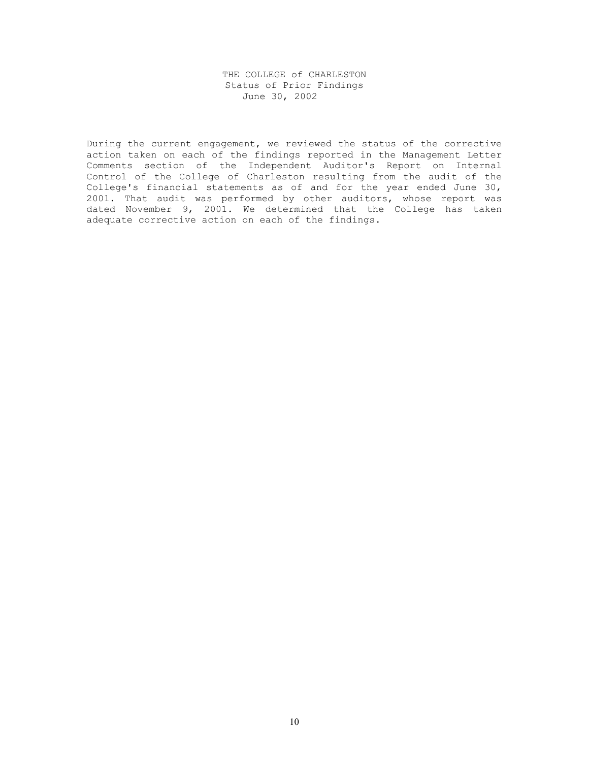# THE COLLEGE of CHARLESTON
## Status of Prior Findings
### June 30, 2002

During the current engagement, we reviewed the status of the corrective action taken on each of the findings reported in the Management Letter Comments section of the Independent Auditor's Report on Internal Control of the College of Charleston resulting from the audit of the College's financial statements as of and for the year ended June 30, 2001. That audit was performed by other auditors, whose report was dated November 9, 2001. We determined that the College has taken adequate corrective action on each of the findings.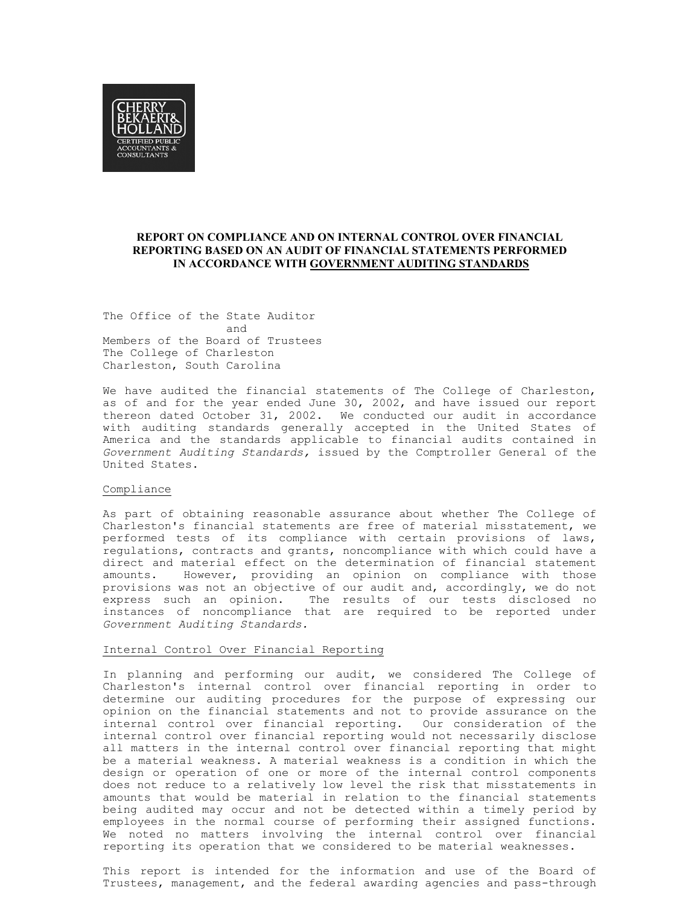CHERRY BEKAERT & HOLLAND

CERTIFIED PUBLIC ACCOUNTANTS & CONSULTANTS

## REPORT ON COMPLIANCE AND ON INTERNAL CONTROL OVER FINANCIAL REPORTING BASED ON AN AUDIT OF FINANCIAL STATEMENTS PERFORMED IN ACCORDANCE WITH GOVERNMENT AUDITING STANDARDS

The Office of the State Auditor
and
Members of the Board of Trustees
The College of Charleston
Charleston, South Carolina

We have audited the financial statements of The College of Charleston, as of and for the year ended June 30, 2002, and have issued our report thereon dated October 31, 2002. We conducted our audit in accordance with auditing standards generally accepted in the United States of America and the standards applicable to financial audits contained in *Government Auditing Standards,* issued by the Comptroller General of the United States.

Compliance

As part of obtaining reasonable assurance about whether The College of Charleston's financial statements are free of material misstatement, we performed tests of its compliance with certain provisions of laws, regulations, contracts and grants, noncompliance with which could have a direct and material effect on the determination of financial statement amounts. However, providing an opinion on compliance with those provisions was not an objective of our audit and, accordingly, we do not express such an opinion. The results of our tests disclosed no instances of noncompliance that are required to be reported under *Government Auditing Standards.*

Internal Control Over Financial Reporting

In planning and performing our audit, we considered The College of Charleston's internal control over financial reporting in order to determine our auditing procedures for the purpose of expressing our opinion on the financial statements and not to provide assurance on the internal control over financial reporting. Our consideration of the internal control over financial reporting would not necessarily disclose all matters in the internal control over financial reporting that might be a material weakness. A material weakness is a condition in which the design or operation of one or more of the internal control components does not reduce to a relatively low level the risk that misstatements in amounts that would be material in relation to the financial statements being audited may occur and not be detected within a timely period by employees in the normal course of performing their assigned functions. We noted no matters involving the internal control over financial reporting its operation that we considered to be material weaknesses.

This report is intended for the information and use of the Board of Trustees, management, and the federal awarding agencies and pass-through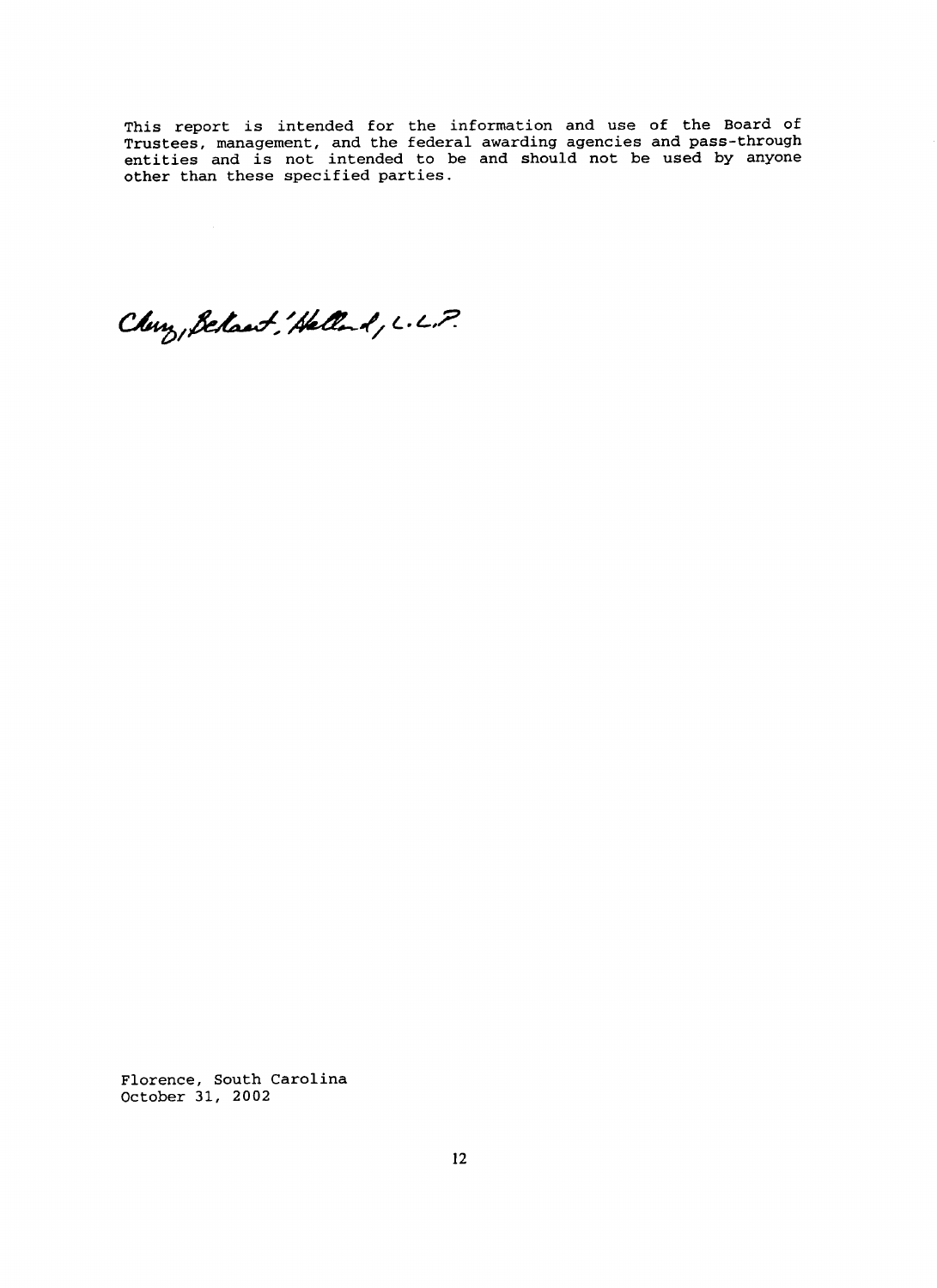This report is intended for the information and use of the Board of Trustees, management, and the federal awarding agencies and pass-through entities and is not intended to be and should not be used by anyone other than these specified parties.

Cheny, Bekaert & Holland, L.L.P.

Florence, South Carolina
October 31, 2002